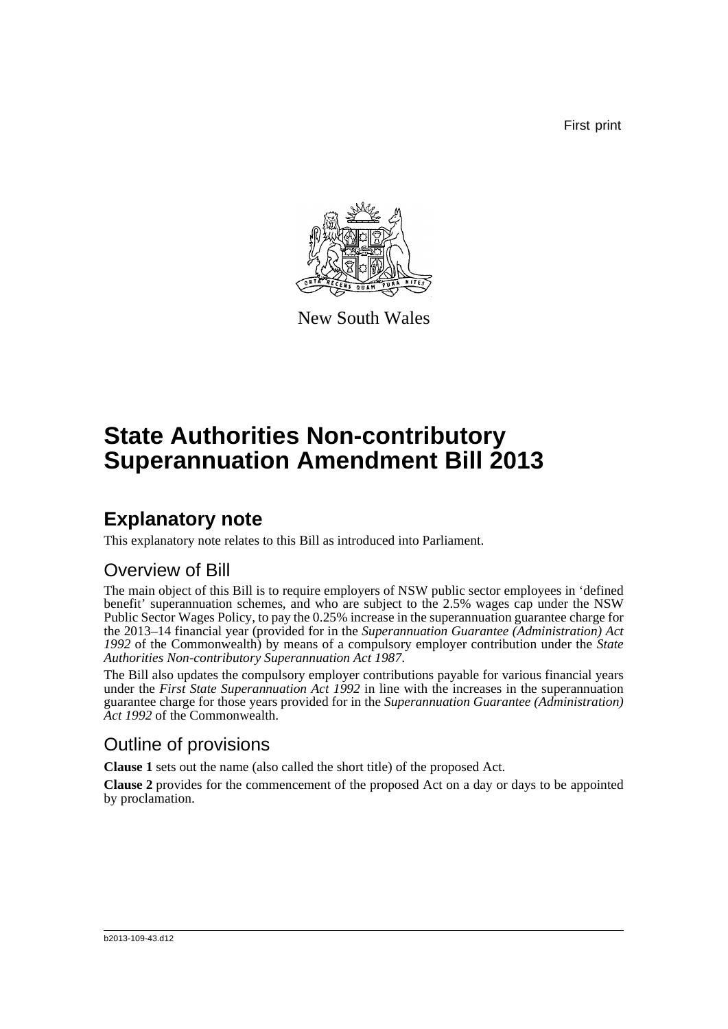First print

New South Wales

# State Authorities Non-contributory Superannuation Amendment Bill 2013

## Explanatory note

This explanatory note relates to this Bill as introduced into Parliament.

### Overview of Bill

The main object of this Bill is to require employers of NSW public sector employees in 'defined benefit' superannuation schemes, and who are subject to the 2.5% wages cap under the NSW Public Sector Wages Policy, to pay the 0.25% increase in the superannuation guarantee charge for the 2013–14 financial year (provided for in the *Superannuation Guarantee (Administration) Act 1992* of the Commonwealth) by means of a compulsory employer contribution under the *State Authorities Non-contributory Superannuation Act 1987*.

The Bill also updates the compulsory employer contributions payable for various financial years under the *First State Superannuation Act 1992* in line with the increases in the superannuation guarantee charge for those years provided for in the *Superannuation Guarantee (Administration) Act 1992* of the Commonwealth.

### Outline of provisions

**Clause 1** sets out the name (also called the short title) of the proposed Act.

**Clause 2** provides for the commencement of the proposed Act on a day or days to be appointed by proclamation.

b2013-109-43.d12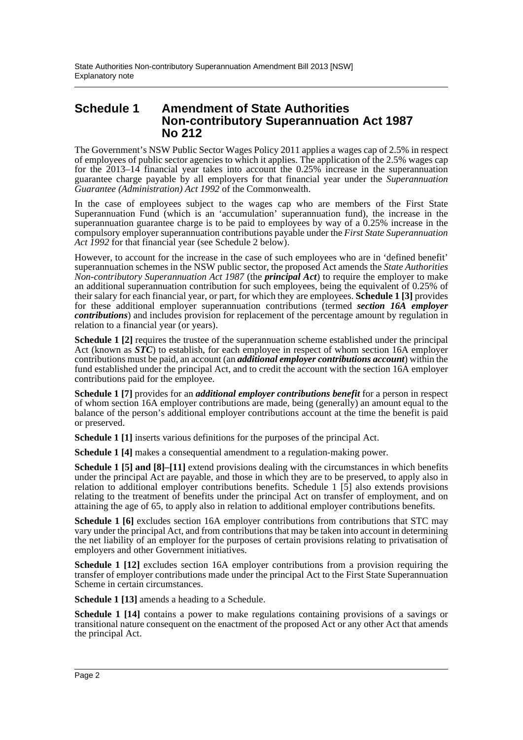## Schedule 1 Amendment of State Authorities Non-contributory Superannuation Act 1987 No 212

The Government's NSW Public Sector Wages Policy 2011 applies a wages cap of 2.5% in respect of employees of public sector agencies to which it applies. The application of the 2.5% wages cap for the 2013–14 financial year takes into account the 0.25% increase in the superannuation guarantee charge payable by all employers for that financial year under the *Superannuation Guarantee (Administration) Act 1992* of the Commonwealth.

In the case of employees subject to the wages cap who are members of the First State Superannuation Fund (which is an 'accumulation' superannuation fund), the increase in the superannuation guarantee charge is to be paid to employees by way of a 0.25% increase in the compulsory employer superannuation contributions payable under the *First State Superannuation Act 1992* for that financial year (see Schedule 2 below).

However, to account for the increase in the case of such employees who are in 'defined benefit' superannuation schemes in the NSW public sector, the proposed Act amends the *State Authorities Non-contributory Superannuation Act 1987* (the ***principal Act***) to require the employer to make an additional superannuation contribution for such employees, being the equivalent of 0.25% of their salary for each financial year, or part, for which they are employees. **Schedule 1 [3]** provides for these additional employer superannuation contributions (termed ***section 16A employer contributions***) and includes provision for replacement of the percentage amount by regulation in relation to a financial year (or years).

**Schedule 1 [2]** requires the trustee of the superannuation scheme established under the principal Act (known as ***STC***) to establish, for each employee in respect of whom section 16A employer contributions must be paid, an account (an ***additional employer contributions account***) within the fund established under the principal Act, and to credit the account with the section 16A employer contributions paid for the employee.

**Schedule 1 [7]** provides for an ***additional employer contributions benefit*** for a person in respect of whom section 16A employer contributions are made, being (generally) an amount equal to the balance of the person's additional employer contributions account at the time the benefit is paid or preserved.

**Schedule 1 [1]** inserts various definitions for the purposes of the principal Act.

**Schedule 1 [4]** makes a consequential amendment to a regulation-making power.

**Schedule 1 [5] and [8]–[11]** extend provisions dealing with the circumstances in which benefits under the principal Act are payable, and those in which they are to be preserved, to apply also in relation to additional employer contributions benefits. Schedule 1 [5] also extends provisions relating to the treatment of benefits under the principal Act on transfer of employment, and on attaining the age of 65, to apply also in relation to additional employer contributions benefits.

**Schedule 1 [6]** excludes section 16A employer contributions from contributions that STC may vary under the principal Act, and from contributions that may be taken into account in determining the net liability of an employer for the purposes of certain provisions relating to privatisation of employers and other Government initiatives.

**Schedule 1 [12]** excludes section 16A employer contributions from a provision requiring the transfer of employer contributions made under the principal Act to the First State Superannuation Scheme in certain circumstances.

**Schedule 1 [13]** amends a heading to a Schedule.

**Schedule 1 [14]** contains a power to make regulations containing provisions of a savings or transitional nature consequent on the enactment of the proposed Act or any other Act that amends the principal Act.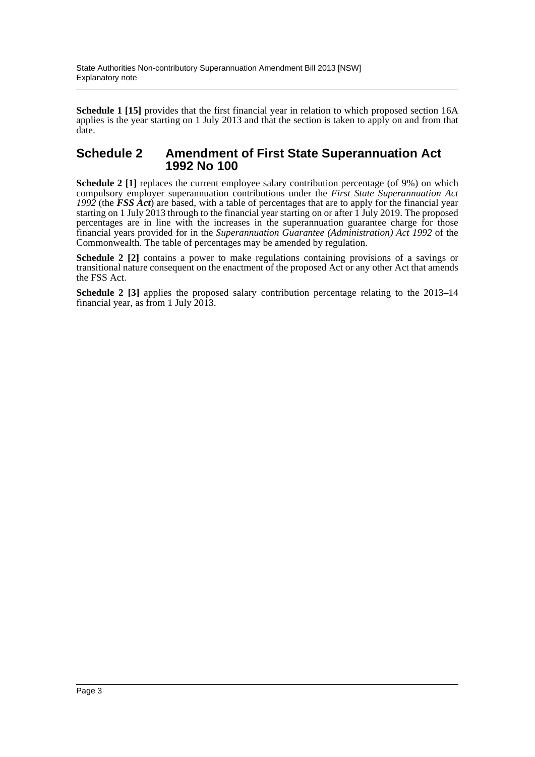**Schedule 1 [15]** provides that the first financial year in relation to which proposed section 16A applies is the year starting on 1 July 2013 and that the section is taken to apply on and from that date.

## Schedule 2 Amendment of First State Superannuation Act 1992 No 100

**Schedule 2 [1]** replaces the current employee salary contribution percentage (of 9%) on which compulsory employer superannuation contributions under the *First State Superannuation Act 1992* (the ***FSS Act***) are based, with a table of percentages that are to apply for the financial year starting on 1 July 2013 through to the financial year starting on or after 1 July 2019. The proposed percentages are in line with the increases in the superannuation guarantee charge for those financial years provided for in the *Superannuation Guarantee (Administration) Act 1992* of the Commonwealth. The table of percentages may be amended by regulation.

**Schedule 2 [2]** contains a power to make regulations containing provisions of a savings or transitional nature consequent on the enactment of the proposed Act or any other Act that amends the FSS Act.

**Schedule 2 [3]** applies the proposed salary contribution percentage relating to the 2013–14 financial year, as from 1 July 2013.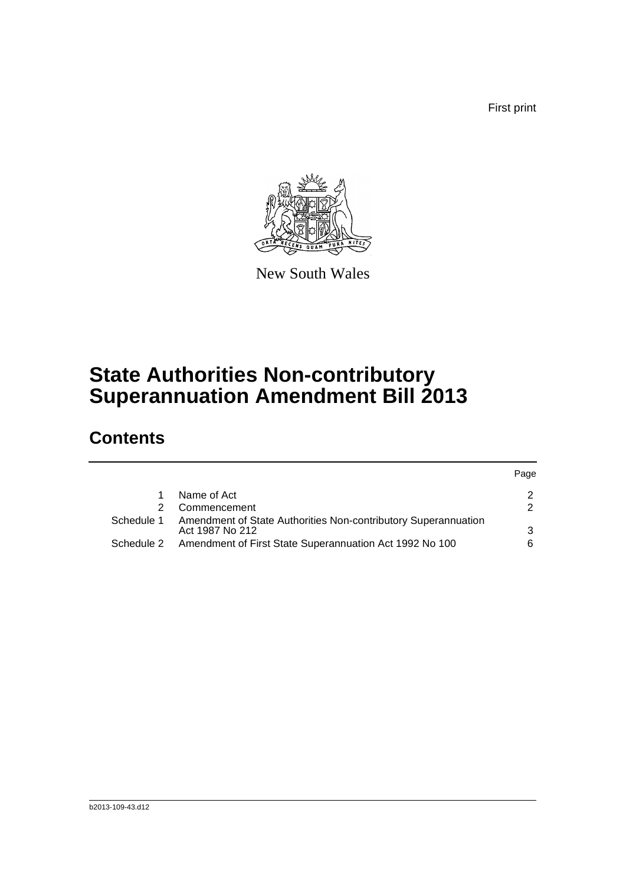First print

New South Wales

# State Authorities Non-contributory Superannuation Amendment Bill 2013

## Contents

| | | Page |
|---|---|---|
| 1 | Name of Act | 2 |
| 2 | Commencement | 2 |
| Schedule 1 | Amendment of State Authorities Non-contributory Superannuation Act 1987 No 212 | 3 |
| Schedule 2 | Amendment of First State Superannuation Act 1992 No 100 | 6 |

b2013-109-43.d12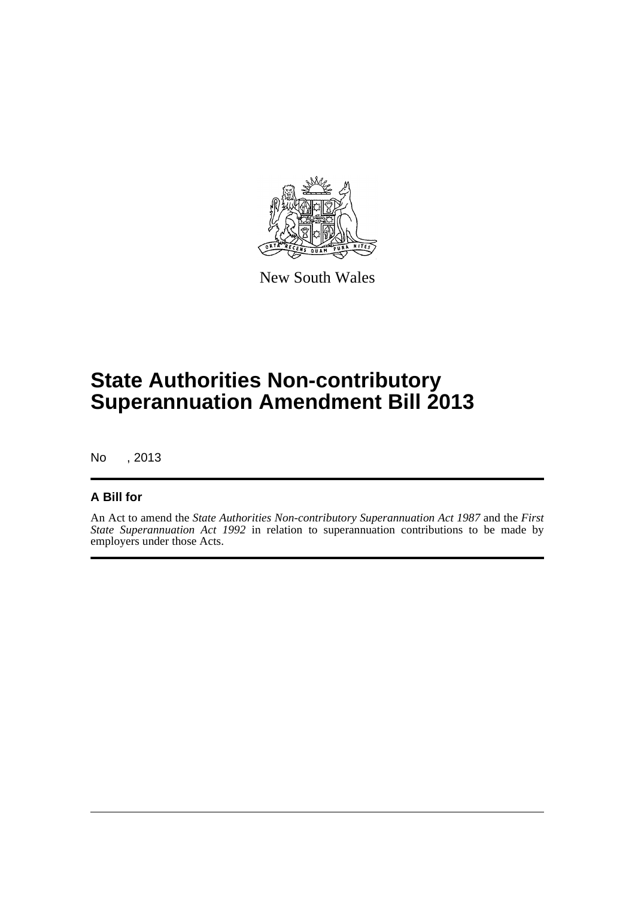New South Wales

# State Authorities Non-contributory Superannuation Amendment Bill 2013

No , 2013

## A Bill for

An Act to amend the *State Authorities Non-contributory Superannuation Act 1987* and the *First State Superannuation Act 1992* in relation to superannuation contributions to be made by employers under those Acts.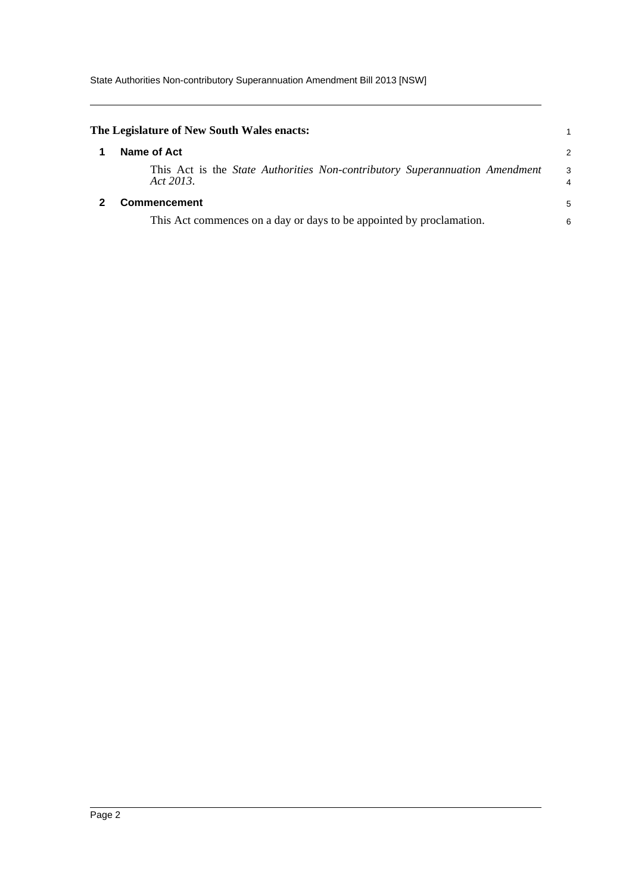**The Legislature of New South Wales enacts:**

## 1 Name of Act

This Act is the *State Authorities Non-contributory Superannuation Amendment Act 2013*.

## 2 Commencement

This Act commences on a day or days to be appointed by proclamation.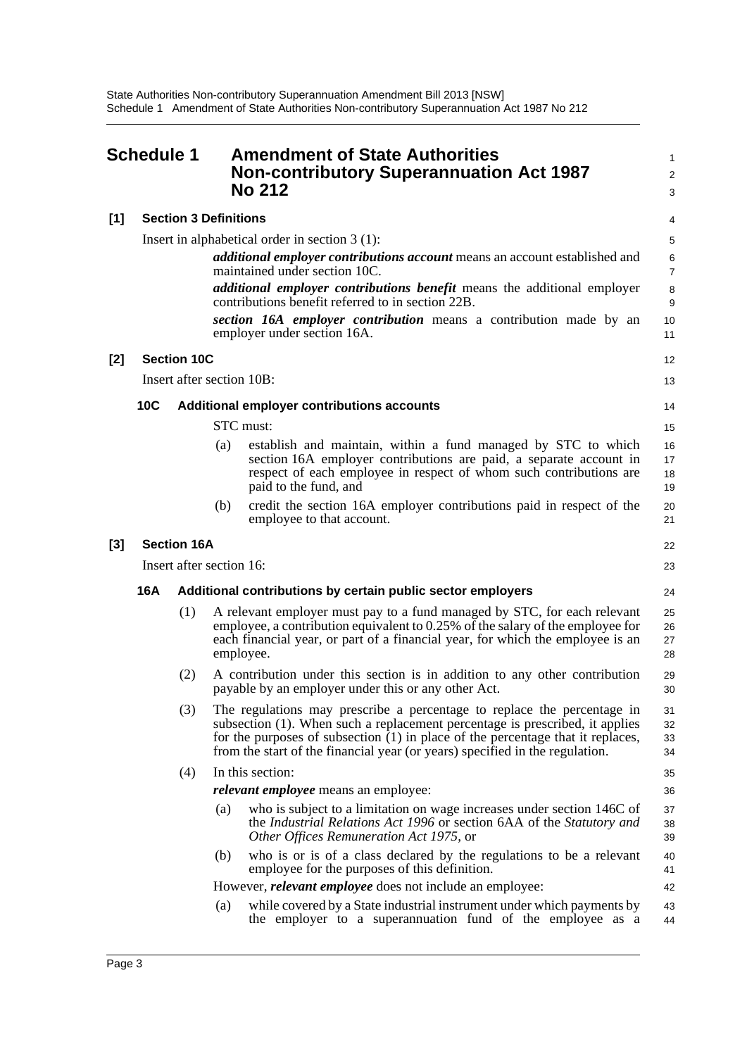# Schedule 1 Amendment of State Authorities Non-contributory Superannuation Act 1987 No 212

## [1] Section 3 Definitions

Insert in alphabetical order in section 3 (1):

***additional employer contributions account*** means an account established and maintained under section 10C.

***additional employer contributions benefit*** means the additional employer contributions benefit referred to in section 22B.

***section 16A employer contribution*** means a contribution made by an employer under section 16A.

## [2] Section 10C

Insert after section 10B:

### 10C Additional employer contributions accounts

STC must:

(a) establish and maintain, within a fund managed by STC to which section 16A employer contributions are paid, a separate account in respect of each employee in respect of whom such contributions are paid to the fund, and

(b) credit the section 16A employer contributions paid in respect of the employee to that account.

## [3] Section 16A

Insert after section 16:

### 16A Additional contributions by certain public sector employers

(1) A relevant employer must pay to a fund managed by STC, for each relevant employee, a contribution equivalent to 0.25% of the salary of the employee for each financial year, or part of a financial year, for which the employee is an employee.

(2) A contribution under this section is in addition to any other contribution payable by an employer under this or any other Act.

(3) The regulations may prescribe a percentage to replace the percentage in subsection (1). When such a replacement percentage is prescribed, it applies for the purposes of subsection (1) in place of the percentage that it replaces, from the start of the financial year (or years) specified in the regulation.

(4) In this section:

***relevant employee*** means an employee:

(a) who is subject to a limitation on wage increases under section 146C of the *Industrial Relations Act 1996* or section 6AA of the *Statutory and Other Offices Remuneration Act 1975*, or

(b) who is or is of a class declared by the regulations to be a relevant employee for the purposes of this definition.

However, ***relevant employee*** does not include an employee:

(a) while covered by a State industrial instrument under which payments by the employer to a superannuation fund of the employee as a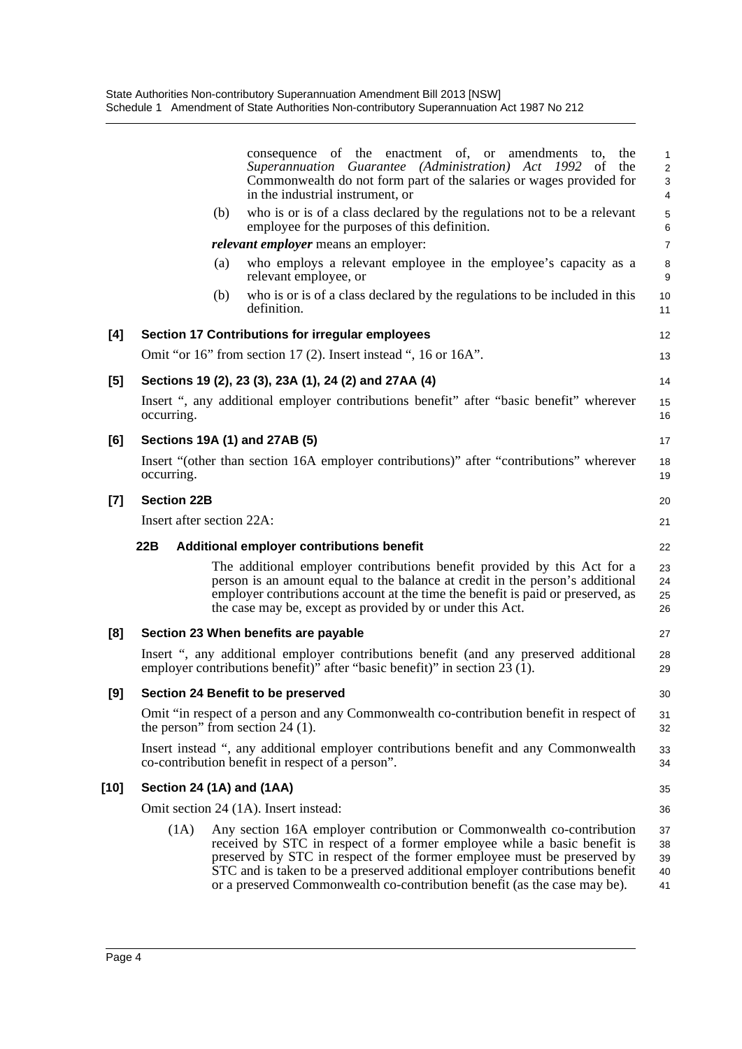consequence of the enactment of, or amendments to, the *Superannuation Guarantee (Administration) Act 1992* of the Commonwealth do not form part of the salaries or wages provided for in the industrial instrument, or

(b) who is or is of a class declared by the regulations not to be a relevant employee for the purposes of this definition.

***relevant employer*** means an employer:

(a) who employs a relevant employee in the employee's capacity as a relevant employee, or

(b) who is or is of a class declared by the regulations to be included in this definition.

**[4] Section 17 Contributions for irregular employees**

Omit "or 16" from section 17 (2). Insert instead ", 16 or 16A".

**[5] Sections 19 (2), 23 (3), 23A (1), 24 (2) and 27AA (4)**

Insert ", any additional employer contributions benefit" after "basic benefit" wherever occurring.

**[6] Sections 19A (1) and 27AB (5)**

Insert "(other than section 16A employer contributions)" after "contributions" wherever occurring.

**[7] Section 22B**

Insert after section 22A:

**22B Additional employer contributions benefit**

The additional employer contributions benefit provided by this Act for a person is an amount equal to the balance at credit in the person's additional employer contributions account at the time the benefit is paid or preserved, as the case may be, except as provided by or under this Act.

**[8] Section 23 When benefits are payable**

Insert ", any additional employer contributions benefit (and any preserved additional employer contributions benefit)" after "basic benefit)" in section 23 (1).

**[9] Section 24 Benefit to be preserved**

Omit "in respect of a person and any Commonwealth co-contribution benefit in respect of the person" from section 24 (1).

Insert instead ", any additional employer contributions benefit and any Commonwealth co-contribution benefit in respect of a person".

**[10] Section 24 (1A) and (1AA)**

Omit section 24 (1A). Insert instead:

(1A) Any section 16A employer contribution or Commonwealth co-contribution received by STC in respect of a former employee while a basic benefit is preserved by STC in respect of the former employee must be preserved by STC and is taken to be a preserved additional employer contributions benefit or a preserved Commonwealth co-contribution benefit (as the case may be).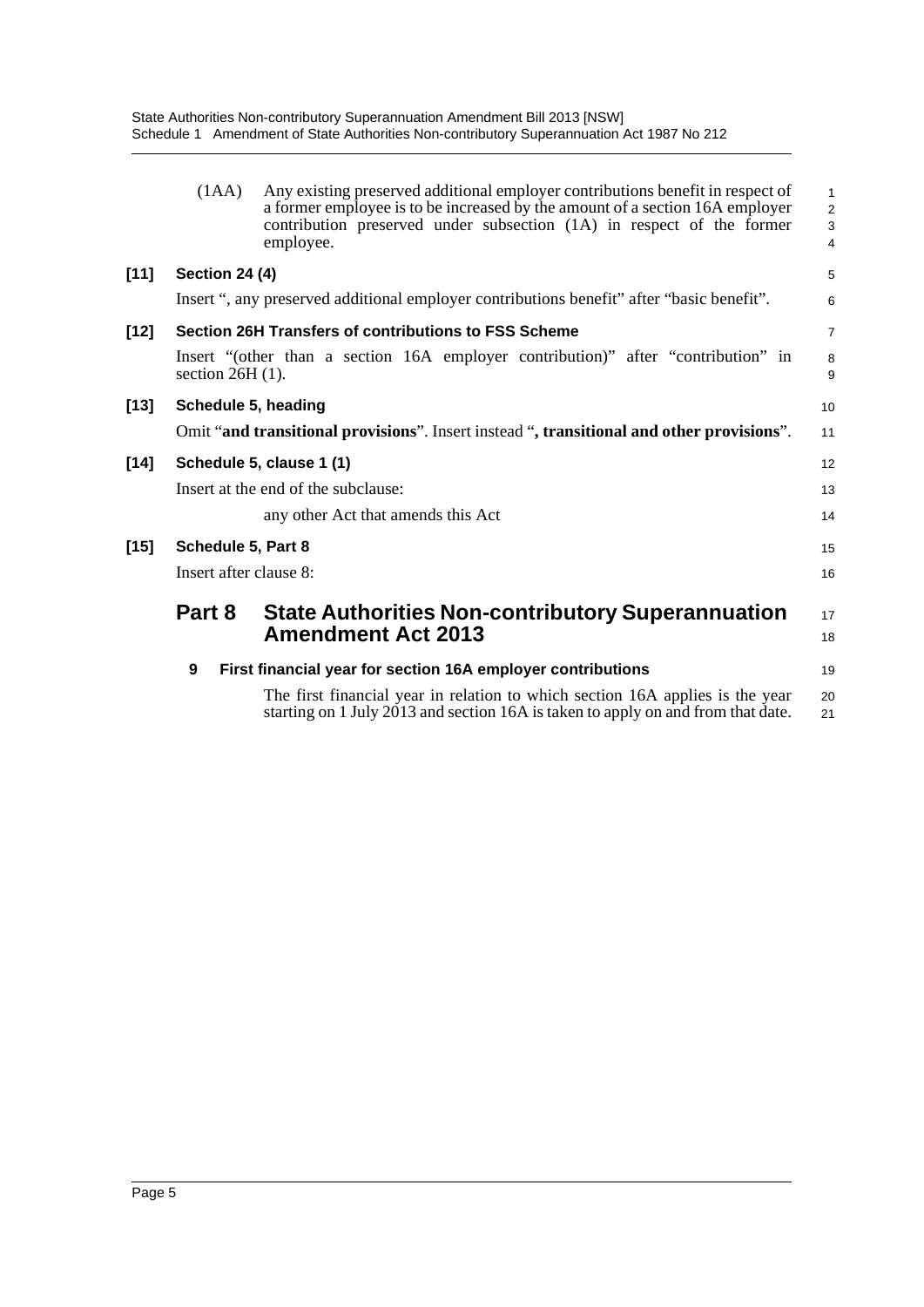(1AA) Any existing preserved additional employer contributions benefit in respect of a former employee is to be increased by the amount of a section 16A employer contribution preserved under subsection (1A) in respect of the former employee.

**[11] Section 24 (4)**

Insert ", any preserved additional employer contributions benefit" after "basic benefit".

**[12] Section 26H Transfers of contributions to FSS Scheme**

Insert "(other than a section 16A employer contribution)" after "contribution" in section 26H (1).

**[13] Schedule 5, heading**

Omit "**and transitional provisions**". Insert instead "**, transitional and other provisions**".

**[14] Schedule 5, clause 1 (1)**

Insert at the end of the subclause:

any other Act that amends this Act

**[15] Schedule 5, Part 8**

Insert after clause 8:

## Part 8 State Authorities Non-contributory Superannuation Amendment Act 2013

**9 First financial year for section 16A employer contributions**

The first financial year in relation to which section 16A applies is the year starting on 1 July 2013 and section 16A is taken to apply on and from that date.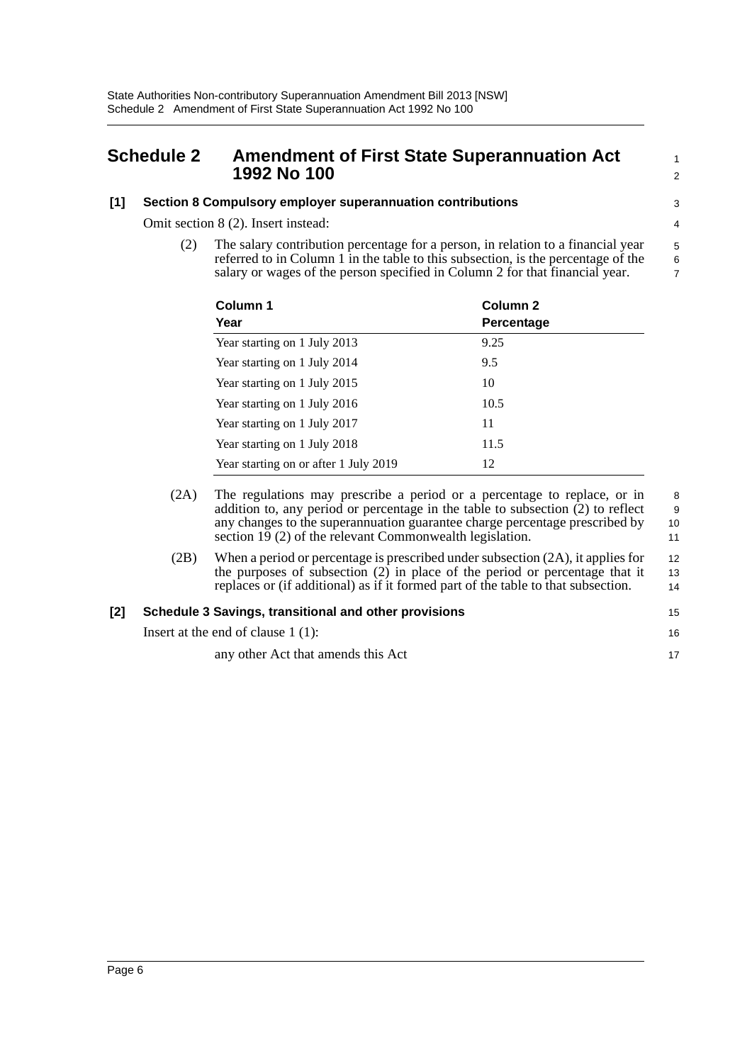## Schedule 2 Amendment of First State Superannuation Act 1992 No 100

**[1] Section 8 Compulsory employer superannuation contributions**

Omit section 8 (2). Insert instead:

(2) The salary contribution percentage for a person, in relation to a financial year referred to in Column 1 in the table to this subsection, is the percentage of the salary or wages of the person specified in Column 2 for that financial year.

| Column 1<br>Year | Column 2<br>Percentage |
|---|---|
| Year starting on 1 July 2013 | 9.25 |
| Year starting on 1 July 2014 | 9.5 |
| Year starting on 1 July 2015 | 10 |
| Year starting on 1 July 2016 | 10.5 |
| Year starting on 1 July 2017 | 11 |
| Year starting on 1 July 2018 | 11.5 |
| Year starting on or after 1 July 2019 | 12 |

(2A) The regulations may prescribe a period or a percentage to replace, or in addition to, any period or percentage in the table to subsection (2) to reflect any changes to the superannuation guarantee charge percentage prescribed by section 19 (2) of the relevant Commonwealth legislation.

(2B) When a period or percentage is prescribed under subsection (2A), it applies for the purposes of subsection (2) in place of the period or percentage that it replaces or (if additional) as if it formed part of the table to that subsection.

**[2] Schedule 3 Savings, transitional and other provisions**

Insert at the end of clause 1 (1):

any other Act that amends this Act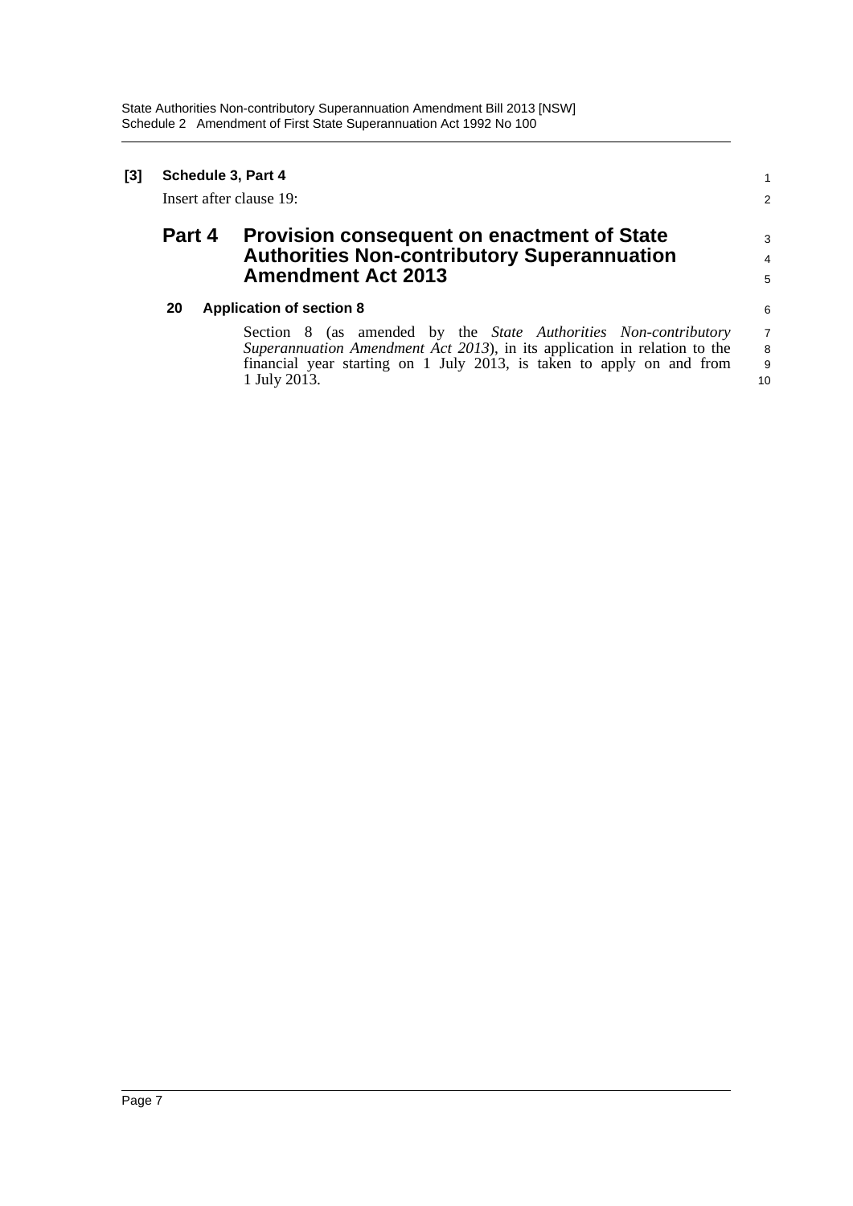**[3] Schedule 3, Part 4**

Insert after clause 19:

## Part 4 Provision consequent on enactment of State Authorities Non-contributory Superannuation Amendment Act 2013

### 20 Application of section 8

Section 8 (as amended by the *State Authorities Non-contributory Superannuation Amendment Act 2013*), in its application in relation to the financial year starting on 1 July 2013, is taken to apply on and from 1 July 2013.